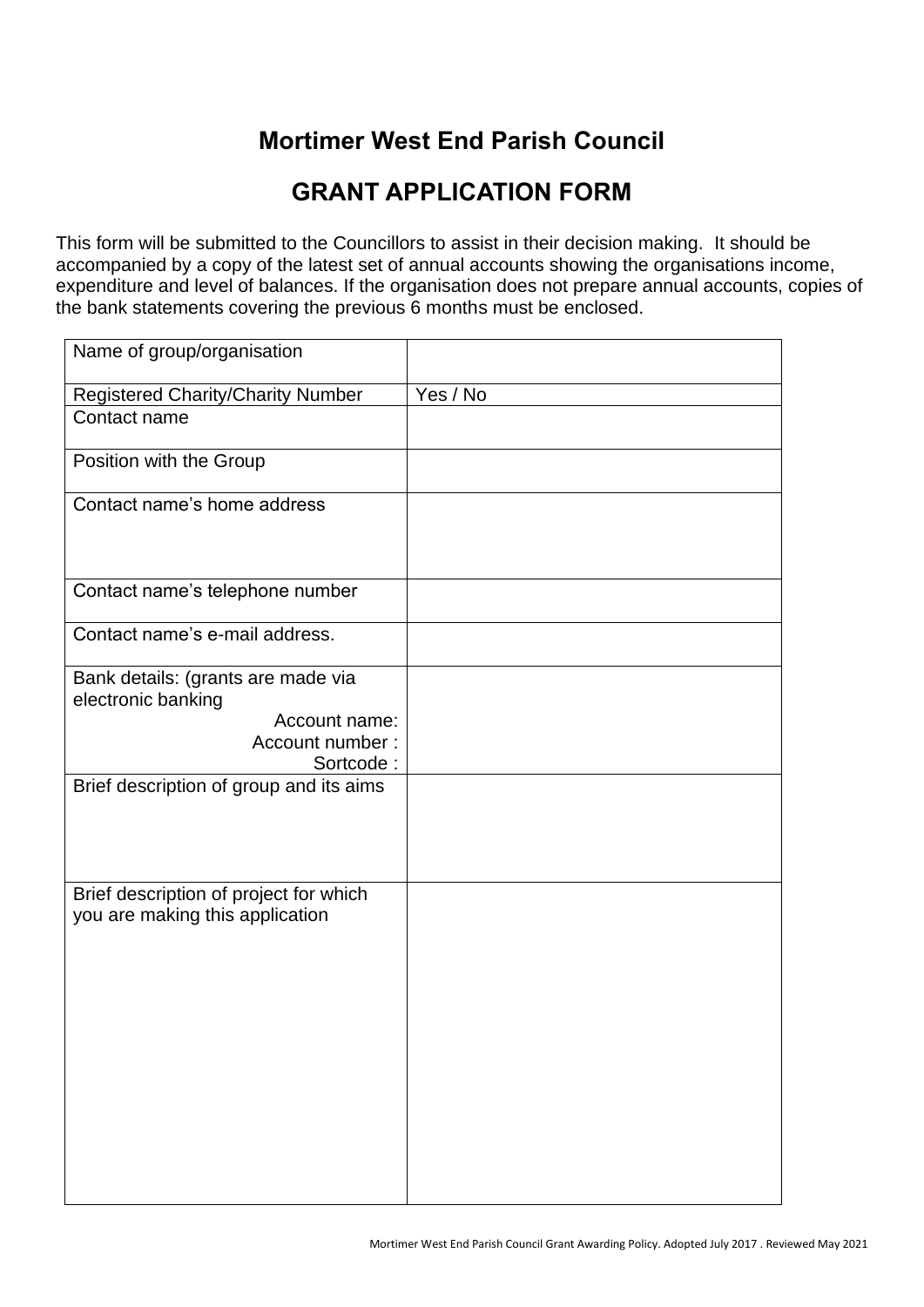# Mortimer West End Parish Council

## GRANT APPLICATION FORM

This form will be submitted to the Councillors to assist in their decision making. It should be accompanied by a copy of the latest set of annual accounts showing the organisations income, expenditure and level of balances. If the organisation does not prepare annual accounts, copies of the bank statements covering the previous 6 months must be enclosed.

| | |
|---|---|
| Name of group/organisation | |
| Registered Charity/Charity Number | Yes / No |
| Contact name | |
| Position with the Group | |
| Contact name's home address | |
| Contact name's telephone number | |
| Contact name's e-mail address. | |
| Bank details: (grants are made via electronic banking<br>Account name:<br>Account number :<br>Sortcode : | |
| Brief description of group and its aims | |
| Brief description of project for which you are making this application | |

Mortimer West End Parish Council Grant Awarding Policy. Adopted July 2017 . Reviewed May 2021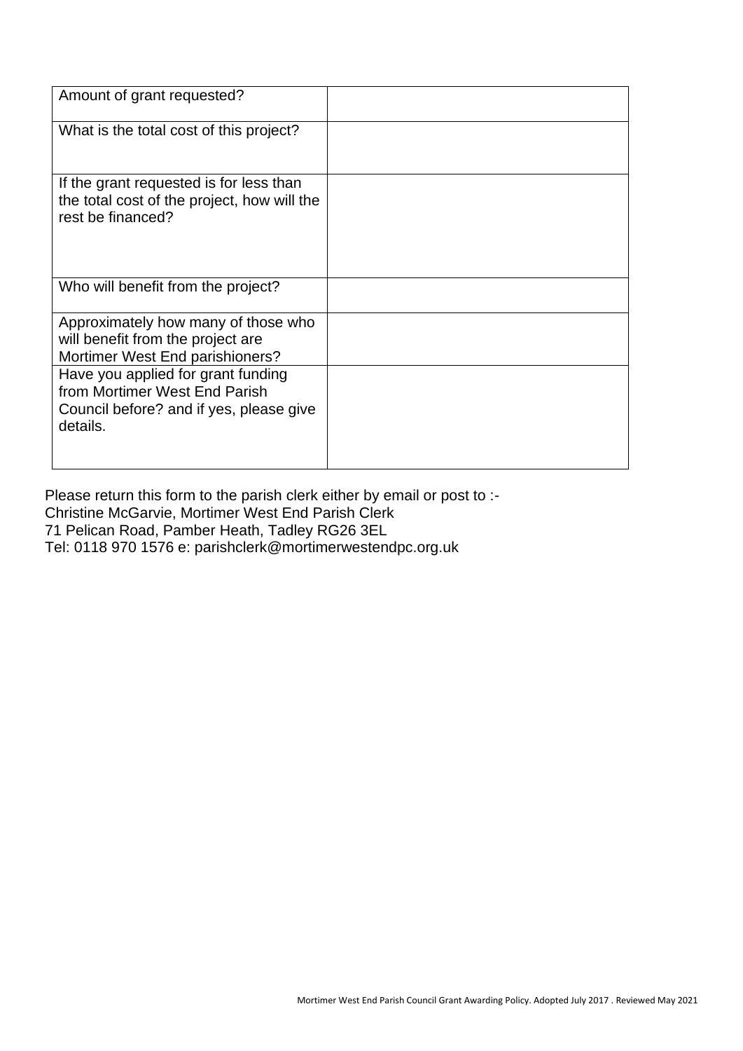| Amount of grant requested? | |
|---|---|
| What is the total cost of this project? | |
| If the grant requested is for less than the total cost of the project, how will the rest be financed? | |
| Who will benefit from the project? | |
| Approximately how many of those who will benefit from the project are Mortimer West End parishioners? | |
| Have you applied for grant funding from Mortimer West End Parish Council before? and if yes, please give details. | |

Please return this form to the parish clerk either by email or post to :-
Christine McGarvie, Mortimer West End Parish Clerk
71 Pelican Road, Pamber Heath, Tadley RG26 3EL
Tel: 0118 970 1576 e: parishclerk@mortimerwestendpc.org.uk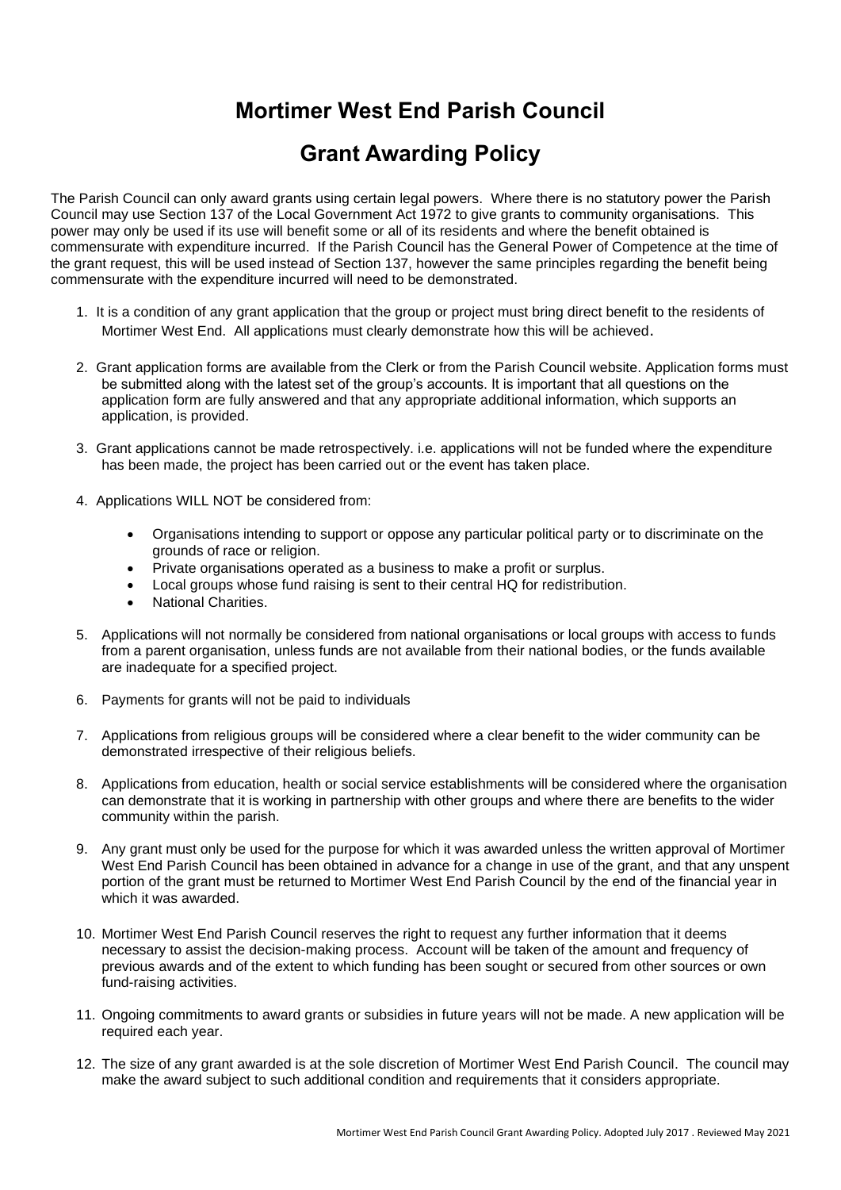# Mortimer West End Parish Council

# Grant Awarding Policy

The Parish Council can only award grants using certain legal powers. Where there is no statutory power the Parish Council may use Section 137 of the Local Government Act 1972 to give grants to community organisations. This power may only be used if its use will benefit some or all of its residents and where the benefit obtained is commensurate with expenditure incurred. If the Parish Council has the General Power of Competence at the time of the grant request, this will be used instead of Section 137, however the same principles regarding the benefit being commensurate with the expenditure incurred will need to be demonstrated.

1. It is a condition of any grant application that the group or project must bring direct benefit to the residents of Mortimer West End. All applications must clearly demonstrate how this will be achieved.

2. Grant application forms are available from the Clerk or from the Parish Council website. Application forms must be submitted along with the latest set of the group's accounts. It is important that all questions on the application form are fully answered and that any appropriate additional information, which supports an application, is provided.

3. Grant applications cannot be made retrospectively. i.e. applications will not be funded where the expenditure has been made, the project has been carried out or the event has taken place.

4. Applications WILL NOT be considered from:

    - Organisations intending to support or oppose any particular political party or to discriminate on the grounds of race or religion.
    - Private organisations operated as a business to make a profit or surplus.
    - Local groups whose fund raising is sent to their central HQ for redistribution.
    - National Charities.

5. Applications will not normally be considered from national organisations or local groups with access to funds from a parent organisation, unless funds are not available from their national bodies, or the funds available are inadequate for a specified project.

6. Payments for grants will not be paid to individuals

7. Applications from religious groups will be considered where a clear benefit to the wider community can be demonstrated irrespective of their religious beliefs.

8. Applications from education, health or social service establishments will be considered where the organisation can demonstrate that it is working in partnership with other groups and where there are benefits to the wider community within the parish.

9. Any grant must only be used for the purpose for which it was awarded unless the written approval of Mortimer West End Parish Council has been obtained in advance for a change in use of the grant, and that any unspent portion of the grant must be returned to Mortimer West End Parish Council by the end of the financial year in which it was awarded.

10. Mortimer West End Parish Council reserves the right to request any further information that it deems necessary to assist the decision-making process. Account will be taken of the amount and frequency of previous awards and of the extent to which funding has been sought or secured from other sources or own fund-raising activities.

11. Ongoing commitments to award grants or subsidies in future years will not be made. A new application will be required each year.

12. The size of any grant awarded is at the sole discretion of Mortimer West End Parish Council. The council may make the award subject to such additional condition and requirements that it considers appropriate.

Mortimer West End Parish Council Grant Awarding Policy. Adopted July 2017 . Reviewed May 2021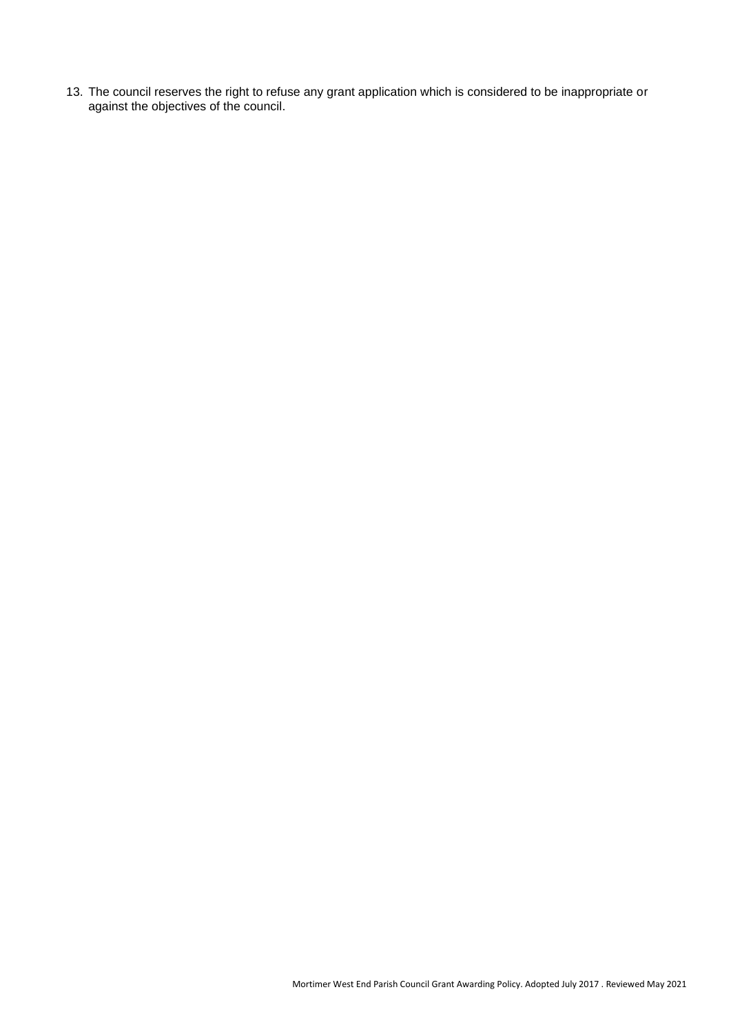13. The council reserves the right to refuse any grant application which is considered to be inappropriate or against the objectives of the council.